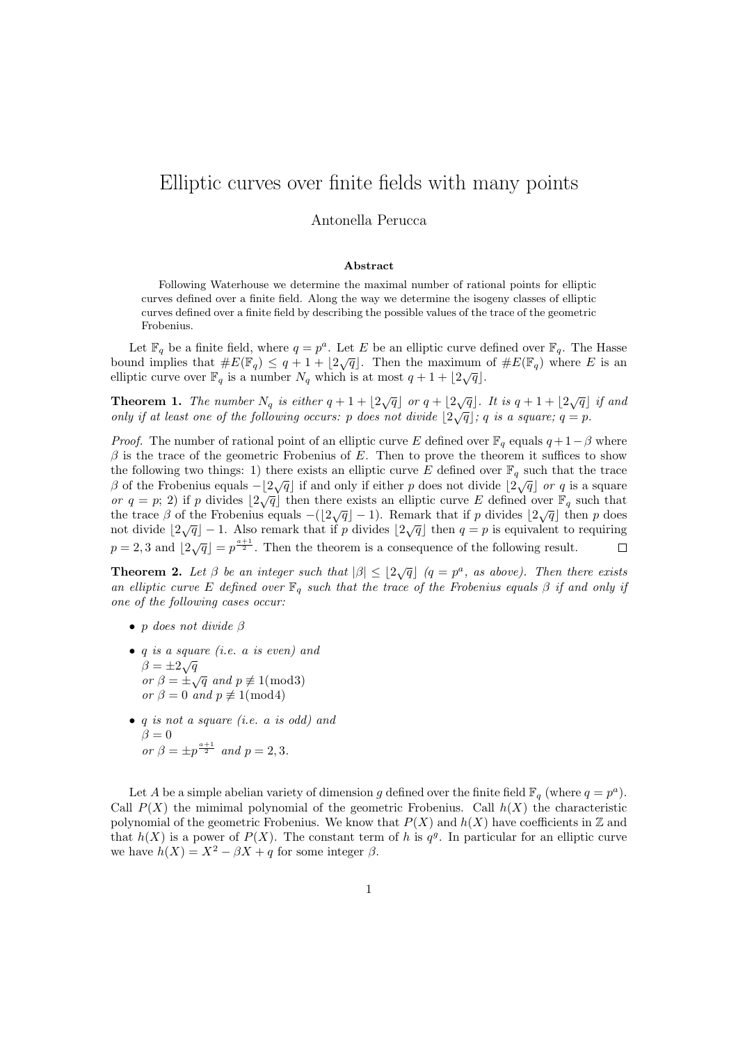# Elliptic curves over finite fields with many points

Antonella Perucca

**Abstract**

Following Waterhouse we determine the maximal number of rational points for elliptic curves defined over a finite field. Along the way we determine the isogeny classes of elliptic curves defined over a finite field by describing the possible values of the trace of the geometric Frobenius.

Let $\mathbb{F}_q$ be a finite field, where $q = p^a$. Let $E$ be an elliptic curve defined over $\mathbb{F}_q$. The Hasse bound implies that $\#E(\mathbb{F}_q) \leq q + 1 + \lfloor 2\sqrt{q} \rfloor$. Then the maximum of $\#E(\mathbb{F}_q)$ where $E$ is an elliptic curve over $\mathbb{F}_q$ is a number $N_q$ which is at most $q + 1 + \lfloor 2\sqrt{q} \rfloor$.

**Theorem 1.** *The number $N_q$ is either $q + 1 + \lfloor 2\sqrt{q} \rfloor$ or $q + \lfloor 2\sqrt{q} \rfloor$. It is $q + 1 + \lfloor 2\sqrt{q} \rfloor$ if and only if at least one of the following occurs: $p$ does not divide $\lfloor 2\sqrt{q} \rfloor$; $q$ is a square; $q = p$.*

*Proof.* The number of rational point of an elliptic curve $E$ defined over $\mathbb{F}_q$ equals $q + 1 - \beta$ where $\beta$ is the trace of the geometric Frobenius of $E$. Then to prove the theorem it suffices to show the following two things: 1) there exists an elliptic curve $E$ defined over $\mathbb{F}_q$ such that the trace $\beta$ of the Frobenius equals $-\lfloor 2\sqrt{q} \rfloor$ if and only if either $p$ does not divide $\lfloor 2\sqrt{q} \rfloor$ *or* $q$ is a square *or* $q = p$; 2) if $p$ divides $\lfloor 2\sqrt{q} \rfloor$ then there exists an elliptic curve $E$ defined over $\mathbb{F}_q$ such that the trace $\beta$ of the Frobenius equals $-(\lfloor 2\sqrt{q} \rfloor - 1)$. Remark that if $p$ divides $\lfloor 2\sqrt{q} \rfloor$ then $p$ does not divide $\lfloor 2\sqrt{q} \rfloor - 1$. Also remark that if $p$ divides $\lfloor 2\sqrt{q} \rfloor$ then $q = p$ is equivalent to requiring $p = 2, 3$ and $\lfloor 2\sqrt{q} \rfloor = p^{\frac{a+1}{2}}$. Then the theorem is a consequence of the following result. □

**Theorem 2.** *Let $\beta$ be an integer such that $|\beta| \leq \lfloor 2\sqrt{q} \rfloor$ ($q = p^a$, as above). Then there exists an elliptic curve $E$ defined over $\mathbb{F}_q$ such that the trace of the Frobenius equals $\beta$ if and only if one of the following cases occur:*

- *$p$ does not divide $\beta$*
- *$q$ is a square (i.e. $a$ is even) and*
  *$\beta = \pm 2\sqrt{q}$*
  *or $\beta = \pm\sqrt{q}$ and $p \not\equiv 1 \pmod 3$*
  *or $\beta = 0$ and $p \not\equiv 1 \pmod 4$*
- *$q$ is not a square (i.e. $a$ is odd) and*
  *$\beta = 0$*
  *or $\beta = \pm p^{\frac{a+1}{2}}$ and $p = 2, 3$.*

Let $A$ be a simple abelian variety of dimension $g$ defined over the finite field $\mathbb{F}_q$ (where $q = p^a$). Call $P(X)$ the mimimal polynomial of the geometric Frobenius. Call $h(X)$ the characteristic polynomial of the geometric Frobenius. We know that $P(X)$ and $h(X)$ have coefficients in $\mathbb{Z}$ and that $h(X)$ is a power of $P(X)$. The constant term of $h$ is $q^g$. In particular for an elliptic curve we have $h(X) = X^2 - \beta X + q$ for some integer $\beta$.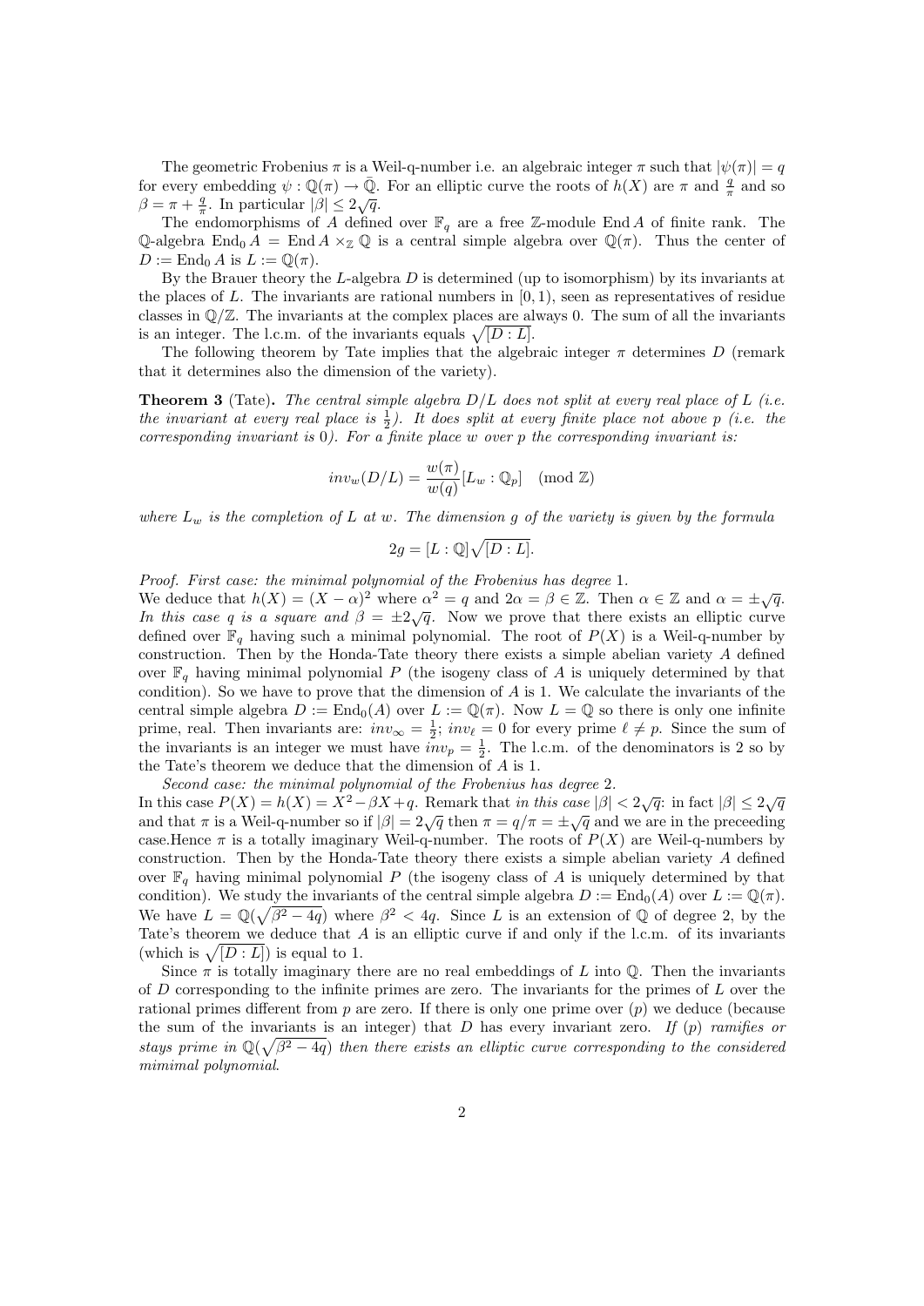The geometric Frobenius $\pi$ is a Weil-q-number i.e. an algebraic integer $\pi$ such that $|\psi(\pi)| = q$ for every embedding $\psi : \mathbb{Q}(\pi) \to \bar{\mathbb{Q}}$. For an elliptic curve the roots of $h(X)$ are $\pi$ and $\frac{q}{\pi}$ and so $\beta = \pi + \frac{q}{\pi}$. In particular $|\beta| \leq 2\sqrt{q}$.

The endomorphisms of $A$ defined over $\mathbb{F}_q$ are a free $\mathbb{Z}$-module $\operatorname{End} A$ of finite rank. The $\mathbb{Q}$-algebra $\operatorname{End}_0 A = \operatorname{End} A \times_{\mathbb{Z}} \mathbb{Q}$ is a central simple algebra over $\mathbb{Q}(\pi)$. Thus the center of $D := \operatorname{End}_0 A$ is $L := \mathbb{Q}(\pi)$.

By the Brauer theory the $L$-algebra $D$ is determined (up to isomorphism) by its invariants at the places of $L$. The invariants are rational numbers in $[0, 1)$, seen as representatives of residue classes in $\mathbb{Q}/\mathbb{Z}$. The invariants at the complex places are always 0. The sum of all the invariants is an integer. The l.c.m. of the invariants equals $\sqrt{[D : L]}$.

The following theorem by Tate implies that the algebraic integer $\pi$ determines $D$ (remark that it determines also the dimension of the variety).

**Theorem 3** (Tate)**.** *The central simple algebra $D/L$ does not split at every real place of $L$ (i.e. the invariant at every real place is $\frac{1}{2}$). It does split at every finite place not above $p$ (i.e. the corresponding invariant is 0). For a finite place $w$ over $p$ the corresponding invariant is:*

$$inv_w(D/L) = \frac{w(\pi)}{w(q)}[L_w : \mathbb{Q}_p] \pmod{\mathbb{Z}}$$

*where $L_w$ is the completion of $L$ at $w$. The dimension $g$ of the variety is given by the formula*

$$2g = [L : \mathbb{Q}]\sqrt{[D : L]}.$$

*Proof. First case: the minimal polynomial of the Frobenius has degree* 1.
We deduce that $h(X) = (X - \alpha)^2$ where $\alpha^2 = q$ and $2\alpha = \beta \in \mathbb{Z}$. Then $\alpha \in \mathbb{Z}$ and $\alpha = \pm\sqrt{q}$. *In this case $q$ is a square and $\beta = \pm 2\sqrt{q}$.* Now we prove that there exists an elliptic curve defined over $\mathbb{F}_q$ having such a minimal polynomial. The root of $P(X)$ is a Weil-q-number by construction. Then by the Honda-Tate theory there exists a simple abelian variety $A$ defined over $\mathbb{F}_q$ having minimal polynomial $P$ (the isogeny class of $A$ is uniquely determined by that condition). So we have to prove that the dimension of $A$ is 1. We calculate the invariants of the central simple algebra $D := \operatorname{End}_0(A)$ over $L := \mathbb{Q}(\pi)$. Now $L = \mathbb{Q}$ so there is only one infinite prime, real. Then invariants are: $inv_\infty = \frac{1}{2}$; $inv_\ell = 0$ for every prime $\ell \neq p$. Since the sum of the invariants is an integer we must have $inv_p = \frac{1}{2}$. The l.c.m. of the denominators is 2 so by the Tate's theorem we deduce that the dimension of $A$ is 1.

*Second case: the minimal polynomial of the Frobenius has degree* 2.
In this case $P(X) = h(X) = X^2 - \beta X + q$. Remark that *in this case* $|\beta| < 2\sqrt{q}$: in fact $|\beta| \leq 2\sqrt{q}$ and that $\pi$ is a Weil-q-number so if $|\beta| = 2\sqrt{q}$ then $\pi = q/\pi = \pm\sqrt{q}$ and we are in the preceeding case.Hence $\pi$ is a totally imaginary Weil-q-number. The roots of $P(X)$ are Weil-q-numbers by construction. Then by the Honda-Tate theory there exists a simple abelian variety $A$ defined over $\mathbb{F}_q$ having minimal polynomial $P$ (the isogeny class of $A$ is uniquely determined by that condition). We study the invariants of the central simple algebra $D := \operatorname{End}_0(A)$ over $L := \mathbb{Q}(\pi)$. We have $L = \mathbb{Q}(\sqrt{\beta^2 - 4q})$ where $\beta^2 < 4q$. Since $L$ is an extension of $\mathbb{Q}$ of degree 2, by the Tate's theorem we deduce that $A$ is an elliptic curve if and only if the l.c.m. of its invariants (which is $\sqrt{[D : L]}$) is equal to 1.

Since $\pi$ is totally imaginary there are no real embeddings of $L$ into $\mathbb{Q}$. Then the invariants of $D$ corresponding to the infinite primes are zero. The invariants for the primes of $L$ over the rational primes different from $p$ are zero. If there is only one prime over $(p)$ we deduce (because the sum of the invariants is an integer) that $D$ has every invariant zero. *If $(p)$ ramifies or stays prime in $\mathbb{Q}(\sqrt{\beta^2 - 4q})$ then there exists an elliptic curve corresponding to the considered mimimal polynomial*.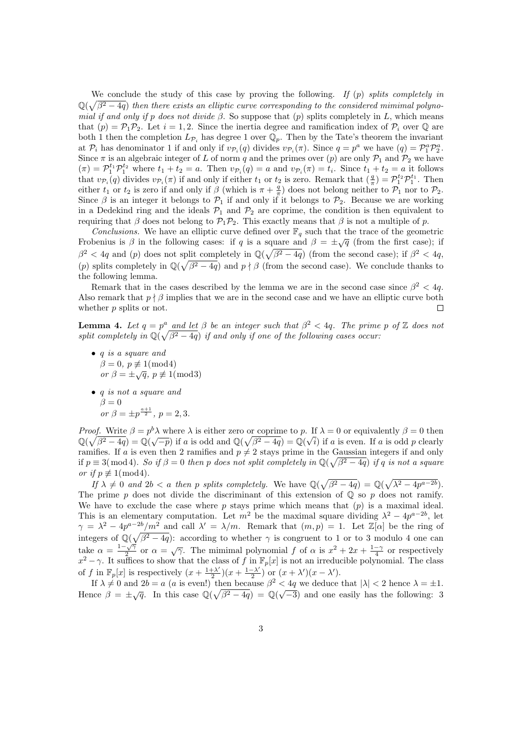We conclude the study of this case by proving the following. *If $(p)$ splits completely in $\mathbb{Q}(\sqrt{\beta^2-4q})$ then there exists an elliptic curve corresponding to the considered mimimal polynomial if and only if $p$ does not divide $\beta$.* So suppose that $(p)$ splits completely in $L$, which means that $(p) = \mathcal{P}_1\mathcal{P}_2$. Let $i = 1, 2$. Since the inertia degree and ramification index of $\mathcal{P}_i$ over $\mathbb{Q}$ are both 1 then the completion $L_{\mathcal{P}_i}$ has degree 1 over $\mathbb{Q}_p$. Then by the Tate's theorem the invariant at $\mathcal{P}_i$ has denominator 1 if and only if $v_{\mathcal{P}_i}(q)$ divides $v_{\mathcal{P}_i}(\pi)$. Since $q = p^a$ we have $(q) = \mathcal{P}_1^a\mathcal{P}_2^a$. Since $\pi$ is an algebraic integer of $L$ of norm $q$ and the primes over $(p)$ are only $\mathcal{P}_1$ and $\mathcal{P}_2$ we have $(\pi) = \mathcal{P}_1^{t_1}\mathcal{P}_1^{t_2}$ where $t_1 + t_2 = a$. Then $v_{\mathcal{P}_i}(q) = a$ and $v_{\mathcal{P}_i}(\pi) = t_i$. Since $t_1 + t_2 = a$ it follows that $v_{\mathcal{P}_i}(q)$ divides $v_{\mathcal{P}_i}(\pi)$ if and only if either $t_1$ or $t_2$ is zero. Remark that $(\frac{q}{\pi}) = \mathcal{P}_1^{t_2}\mathcal{P}_1^{t_1}$. Then either $t_1$ or $t_2$ is zero if and only if $\beta$ (which is $\pi + \frac{q}{\pi}$) does not belong neither to $\mathcal{P}_1$ nor to $\mathcal{P}_2$. Since $\beta$ is an integer it belongs to $\mathcal{P}_1$ if and only if it belongs to $\mathcal{P}_2$. Because we are working in a Dedekind ring and the ideals $\mathcal{P}_1$ and $\mathcal{P}_2$ are coprime, the condition is then equivalent to requiring that $\beta$ does not belong to $\mathcal{P}_1\mathcal{P}_2$. This exactly means that $\beta$ is not a multiple of $p$.

*Conclusions.* We have an elliptic curve defined over $\mathbb{F}_q$ such that the trace of the geometric Frobenius is $\beta$ in the following cases: if $q$ is a square and $\beta = \pm\sqrt{q}$ (from the first case); if $\beta^2 < 4q$ and $(p)$ does not split completely in $\mathbb{Q}(\sqrt{\beta^2-4q})$ (from the second case); if $\beta^2 < 4q$, $(p)$ splits completely in $\mathbb{Q}(\sqrt{\beta^2-4q})$ and $p \nmid \beta$ (from the second case). We conclude thanks to the following lemma.

Remark that in the cases described by the lemma we are in the second case since $\beta^2 < 4q$. Also remark that $p \nmid \beta$ implies that we are in the second case and we have an elliptic curve both whether $p$ splits or not. ◻

**Lemma 4.** *Let $q = p^a$ and let $\beta$ be an integer such that $\beta^2 < 4q$. The prime $p$ of $\mathbb{Z}$ does not split completely in $\mathbb{Q}(\sqrt{\beta^2-4q})$ if and only if one of the following cases occur:*

- *$q$ is a square and*
  *$\beta = 0$, $p \not\equiv 1 (\mathrm{mod} 4)$*
  *or $\beta = \pm\sqrt{q}$, $p \not\equiv 1 (\mathrm{mod} 3)$*
- *$q$ is not a square and*
  *$\beta = 0$*
  *or $\beta = \pm p^{\frac{a+1}{2}}$, $p = 2, 3$.*

*Proof.* Write $\beta = p^b\lambda$ where $\lambda$ is either zero or coprime to $p$. If $\lambda = 0$ or equivalently $\beta = 0$ then $\mathbb{Q}(\sqrt{\beta^2-4q}) = \mathbb{Q}(\sqrt{-p})$ if $a$ is odd and $\mathbb{Q}(\sqrt{\beta^2-4q}) = \mathbb{Q}(\sqrt{i})$ if $a$ is even. If $a$ is odd $p$ clearly ramifies. If $a$ is even then 2 ramifies and $p \neq 2$ stays prime in the Gaussian integers if and only if $p \equiv 3 (\mathrm{mod}\, 4)$. *So if $\beta = 0$ then $p$ does not split completely in $\mathbb{Q}(\sqrt{\beta^2-4q})$ if $q$ is not a square or if $p \not\equiv 1 (\mathrm{mod} 4)$.*

*If $\lambda \neq 0$ and $2b < a$ then $p$ splits completely.* We have $\mathbb{Q}(\sqrt{\beta^2-4q}) = \mathbb{Q}(\sqrt{\lambda^2 - 4p^{a-2b}})$. The prime $p$ does not divide the discriminant of this extension of $\mathbb{Q}$ so $p$ does not ramify. We have to exclude the case where $p$ stays prime which means that $(p)$ is a maximal ideal. This is an elementary computation. Let $m^2$ be the maximal square dividing $\lambda^2 - 4p^{a-2b}$, let $\gamma = \lambda^2 - 4p^{a-2b}/m^2$ and call $\lambda' = \lambda/m$. Remark that $(m, p) = 1$. Let $\mathbb{Z}[\alpha]$ be the ring of integers of $\mathbb{Q}(\sqrt{\beta^2-4q})$: according to whether $\gamma$ is congruent to 1 or to 3 modulo 4 one can take $\alpha = \frac{1-\sqrt{\gamma}}{2}$ or $\alpha = \sqrt{\gamma}$. The mimimal polynomial $f$ of $\alpha$ is $x^2 + 2x + \frac{1-\gamma}{4}$ or respectively $x^2 - \gamma$. It suffices to show that the class of $f$ in $\mathbb{F}_p[x]$ is not an irreducible polynomial. The class of $f$ in $\mathbb{F}_p[x]$ is respectively $(x + \frac{1+\lambda'}{2})(x + \frac{1-\lambda'}{2})$ or $(x + \lambda')(x - \lambda')$.

If $\lambda \neq 0$ and $2b = a$ ($a$ is even!) then because $\beta^2 < 4q$ we deduce that $|\lambda| < 2$ hence $\lambda = \pm 1$. Hence $\beta = \pm\sqrt{q}$. In this case $\mathbb{Q}(\sqrt{\beta^2-4q}) = \mathbb{Q}(\sqrt{-3})$ and one easily has the following: 3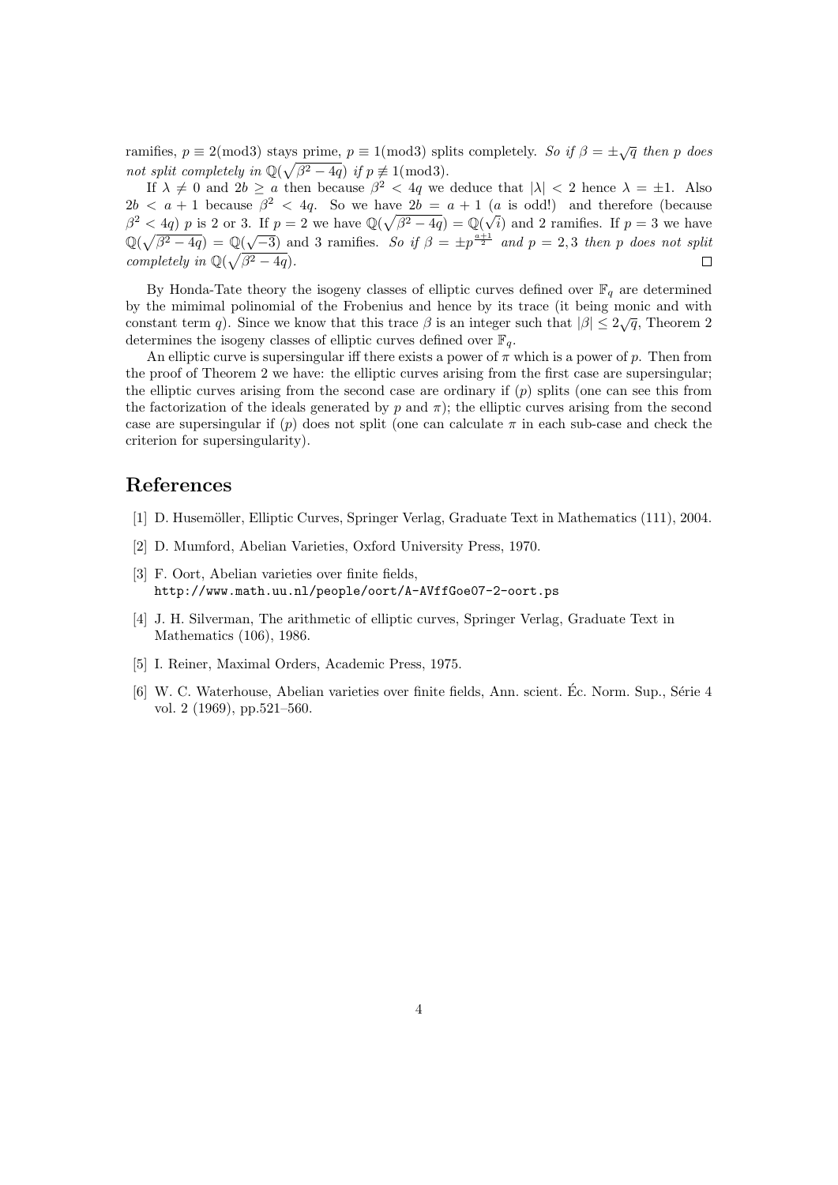ramifies, $p \equiv 2(\text{mod}3)$ stays prime, $p \equiv 1(\text{mod}3)$ splits completely. *So if $\beta = \pm\sqrt{q}$ then $p$ does not split completely in $\mathbb{Q}(\sqrt{\beta^2 - 4q})$ if $p \not\equiv 1(\text{mod}3)$.*

If $\lambda \neq 0$ and $2b \geq a$ then because $\beta^2 < 4q$ we deduce that $|\lambda| < 2$ hence $\lambda = \pm 1$. Also $2b < a + 1$ because $\beta^2 < 4q$. So we have $2b = a + 1$ ($a$ is odd!) and therefore (because $\beta^2 < 4q$) $p$ is 2 or 3. If $p = 2$ we have $\mathbb{Q}(\sqrt{\beta^2 - 4q}) = \mathbb{Q}(\sqrt{i})$ and 2 ramifies. If $p = 3$ we have $\mathbb{Q}(\sqrt{\beta^2 - 4q}) = \mathbb{Q}(\sqrt{-3})$ and 3 ramifies. *So if $\beta = \pm p^{\frac{a+1}{2}}$ and $p = 2, 3$ then $p$ does not split completely in $\mathbb{Q}(\sqrt{\beta^2 - 4q})$.* □

By Honda-Tate theory the isogeny classes of elliptic curves defined over $\mathbb{F}_q$ are determined by the mimimal polinomial of the Frobenius and hence by its trace (it being monic and with constant term $q$). Since we know that this trace $\beta$ is an integer such that $|\beta| \leq 2\sqrt{q}$, Theorem 2 determines the isogeny classes of elliptic curves defined over $\mathbb{F}_q$.

An elliptic curve is supersingular iff there exists a power of $\pi$ which is a power of $p$. Then from the proof of Theorem 2 we have: the elliptic curves arising from the first case are supersingular; the elliptic curves arising from the second case are ordinary if $(p)$ splits (one can see this from the factorization of the ideals generated by $p$ and $\pi$); the elliptic curves arising from the second case are supersingular if $(p)$ does not split (one can calculate $\pi$ in each sub-case and check the criterion for supersingularity).

## References

[1] D. Husemöller, Elliptic Curves, Springer Verlag, Graduate Text in Mathematics (111), 2004.

[2] D. Mumford, Abelian Varieties, Oxford University Press, 1970.

[3] F. Oort, Abelian varieties over finite fields, `http://www.math.uu.nl/people/oort/A-AVffGoe07-2-oort.ps`

[4] J. H. Silverman, The arithmetic of elliptic curves, Springer Verlag, Graduate Text in Mathematics (106), 1986.

[5] I. Reiner, Maximal Orders, Academic Press, 1975.

[6] W. C. Waterhouse, Abelian varieties over finite fields, Ann. scient. Éc. Norm. Sup., Série 4 vol. 2 (1969), pp.521–560.